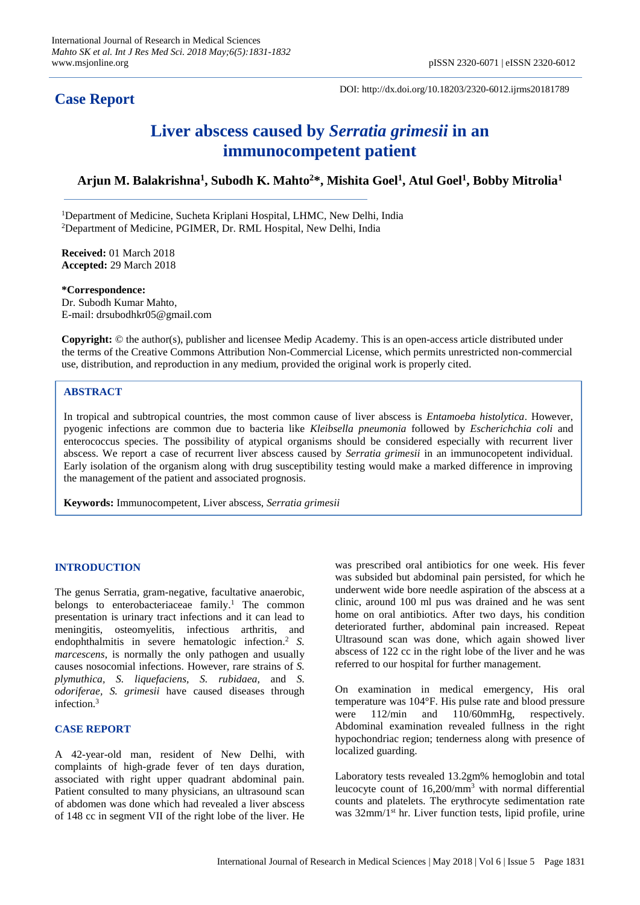**Case Report**

DOI: http://dx.doi.org/10.18203/2320-6012.ijrms20181789

# Liver abscess caused by *Serratia grimesii* in an immunocompetent patient

**Arjun M. Balakrishna[1], Subodh K. Mahto[2]*, Mishita Goel[1], Atul Goel[1], Bobby Mitrolia[1]**

[1]Department of Medicine, Sucheta Kriplani Hospital, LHMC, New Delhi, India
[2]Department of Medicine, PGIMER, Dr. RML Hospital, New Delhi, India

**Received:** 01 March 2018
**Accepted:** 29 March 2018

**\*Correspondence:**
Dr. Subodh Kumar Mahto,
E-mail: drsubodhkr05@gmail.com

**Copyright:** © the author(s), publisher and licensee Medip Academy. This is an open-access article distributed under the terms of the Creative Commons Attribution Non-Commercial License, which permits unrestricted non-commercial use, distribution, and reproduction in any medium, provided the original work is properly cited.

## ABSTRACT

In tropical and subtropical countries, the most common cause of liver abscess is *Entamoeba histolytica*. However, pyogenic infections are common due to bacteria like *Kleibsella pneumonia* followed by *Escherichchia coli* and enterococcus species. The possibility of atypical organisms should be considered especially with recurrent liver abscess. We report a case of recurrent liver abscess caused by *Serratia grimesii* in an immunocopetent individual. Early isolation of the organism along with drug susceptibility testing would make a marked difference in improving the management of the patient and associated prognosis.

**Keywords:** Immunocompetent, Liver abscess, *Serratia grimesii*

## INTRODUCTION

The genus Serratia, gram-negative, facultative anaerobic, belongs to enterobacteriaceae family.[1] The common presentation is urinary tract infections and it can lead to meningitis, osteomyelitis, infectious arthritis, and endophthalmitis in severe hematologic infection.[2] *S. marcescens*, is normally the only pathogen and usually causes nosocomial infections. However, rare strains of *S. plymuthica, S. liquefaciens, S. rubidaea,* and *S. odoriferae, S. grimesii* have caused diseases through infection.[3]

## CASE REPORT

A 42-year-old man, resident of New Delhi, with complaints of high-grade fever of ten days duration, associated with right upper quadrant abdominal pain. Patient consulted to many physicians, an ultrasound scan of abdomen was done which had revealed a liver abscess of 148 cc in segment VII of the right lobe of the liver. He was prescribed oral antibiotics for one week. His fever was subsided but abdominal pain persisted, for which he underwent wide bore needle aspiration of the abscess at a clinic, around 100 ml pus was drained and he was sent home on oral antibiotics. After two days, his condition deteriorated further, abdominal pain increased. Repeat Ultrasound scan was done, which again showed liver abscess of 122 cc in the right lobe of the liver and he was referred to our hospital for further management.

On examination in medical emergency, His oral temperature was 104°F. His pulse rate and blood pressure were 112/min and 110/60mmHg, respectively. Abdominal examination revealed fullness in the right hypochondriac region; tenderness along with presence of localized guarding.

Laboratory tests revealed 13.2gm% hemoglobin and total leucocyte count of 16,200/mm$^3$ with normal differential counts and platelets. The erythrocyte sedimentation rate was 32mm/1$^{st}$ hr. Liver function tests, lipid profile, urine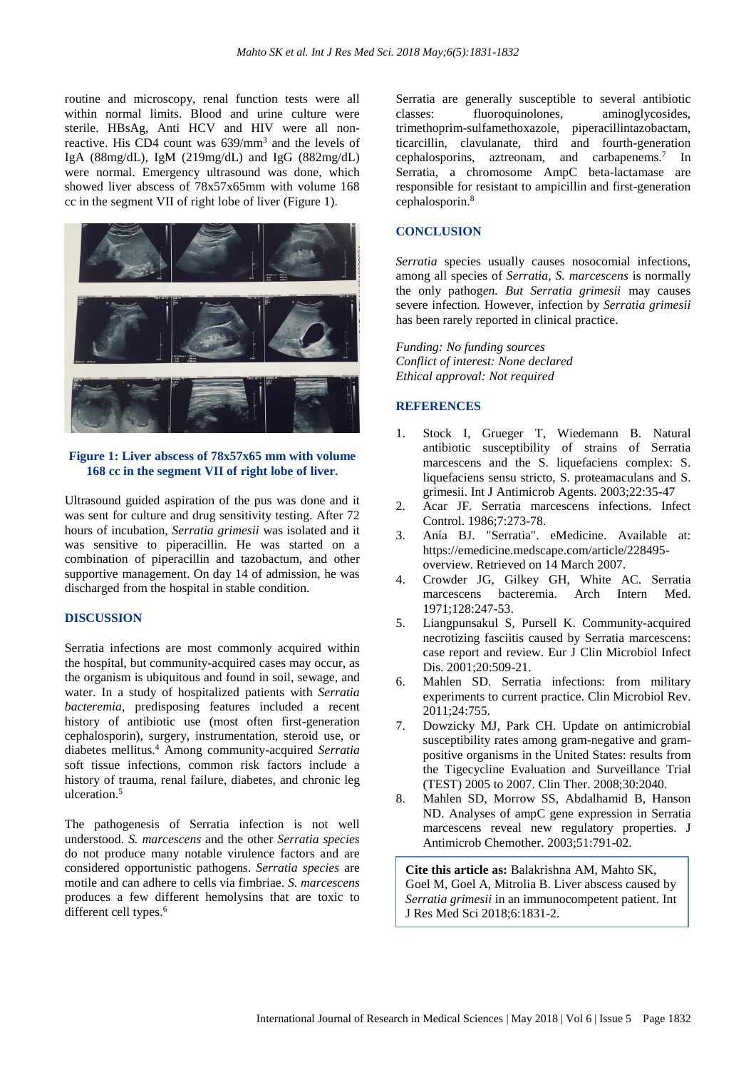routine and microscopy, renal function tests were all within normal limits. Blood and urine culture were sterile. HBsAg, Anti HCV and HIV were all non-reactive. His CD4 count was 639/mm$^3$ and the levels of IgA (88mg/dL), IgM (219mg/dL) and IgG (882mg/dL) were normal. Emergency ultrasound was done, which showed liver abscess of 78x57x65mm with volume 168 cc in the segment VII of right lobe of liver (Figure 1).

**Figure 1: Liver abscess of 78x57x65 mm with volume 168 cc in the segment VII of right lobe of liver.**

Ultrasound guided aspiration of the pus was done and it was sent for culture and drug sensitivity testing. After 72 hours of incubation, *Serratia grimesii* was isolated and it was sensitive to piperacillin. He was started on a combination of piperacillin and tazobactum, and other supportive management. On day 14 of admission, he was discharged from the hospital in stable condition.

## DISCUSSION

Serratia infections are most commonly acquired within the hospital, but community-acquired cases may occur, as the organism is ubiquitous and found in soil, sewage, and water. In a study of hospitalized patients with *Serratia bacteremia*, predisposing features included a recent history of antibiotic use (most often first-generation cephalosporin), surgery, instrumentation, steroid use, or diabetes mellitus.[4] Among community-acquired *Serratia* soft tissue infections, common risk factors include a history of trauma, renal failure, diabetes, and chronic leg ulceration.[5]

The pathogenesis of Serratia infection is not well understood. *S. marcescens* and the other *Serratia species* do not produce many notable virulence factors and are considered opportunistic pathogens. *Serratia species* are motile and can adhere to cells via fimbriae. *S. marcescens* produces a few different hemolysins that are toxic to different cell types.[6]

Serratia are generally susceptible to several antibiotic classes: fluoroquinolones, aminoglycosides, trimethoprim-sulfamethoxazole, piperacillintazobactam, ticarcillin, clavulanate, third and fourth-generation cephalosporins, aztreonam, and carbapenems.[7] In Serratia, a chromosome AmpC beta-lactamase are responsible for resistant to ampicillin and first-generation cephalosporin.[8]

## CONCLUSION

*Serratia* species usually causes nosocomial infections, among all species of *Serratia, S. marcescens* is normally the only pathog*en. But Serratia grimesii* may causes severe infection*.* However, infection by *Serratia grimesii* has been rarely reported in clinical practice.

*Funding: No funding sources*
*Conflict of interest: None declared*
*Ethical approval: Not required*

## REFERENCES

1. Stock I, Grueger T, Wiedemann B. Natural antibiotic susceptibility of strains of Serratia marcescens and the S. liquefaciens complex: S. liquefaciens sensu stricto, S. proteamaculans and S. grimesii. Int J Antimicrob Agents. 2003;22:35-47
2. Acar JF. Serratia marcescens infections. Infect Control. 1986;7:273-78.
3. Anía BJ. "Serratia". eMedicine. Available at: https://emedicine.medscape.com/article/228495-overview. Retrieved on 14 March 2007.
4. Crowder JG, Gilkey GH, White AC. Serratia marcescens bacteremia. Arch Intern Med. 1971;128:247-53.
5. Liangpunsakul S, Pursell K. Community-acquired necrotizing fasciitis caused by Serratia marcescens: case report and review. Eur J Clin Microbiol Infect Dis. 2001;20:509-21.
6. Mahlen SD. Serratia infections: from military experiments to current practice. Clin Microbiol Rev. 2011;24:755.
7. Dowzicky MJ, Park CH. Update on antimicrobial susceptibility rates among gram-negative and gram-positive organisms in the United States: results from the Tigecycline Evaluation and Surveillance Trial (TEST) 2005 to 2007. Clin Ther. 2008;30:2040.
8. Mahlen SD, Morrow SS, Abdalhamid B, Hanson ND. Analyses of ampC gene expression in Serratia marcescens reveal new regulatory properties. J Antimicrob Chemother. 2003;51:791-02.

**Cite this article as:** Balakrishna AM, Mahto SK, Goel M, Goel A, Mitrolia B. Liver abscess caused by *Serratia grimesii* in an immunocompetent patient. Int J Res Med Sci 2018;6:1831-2.